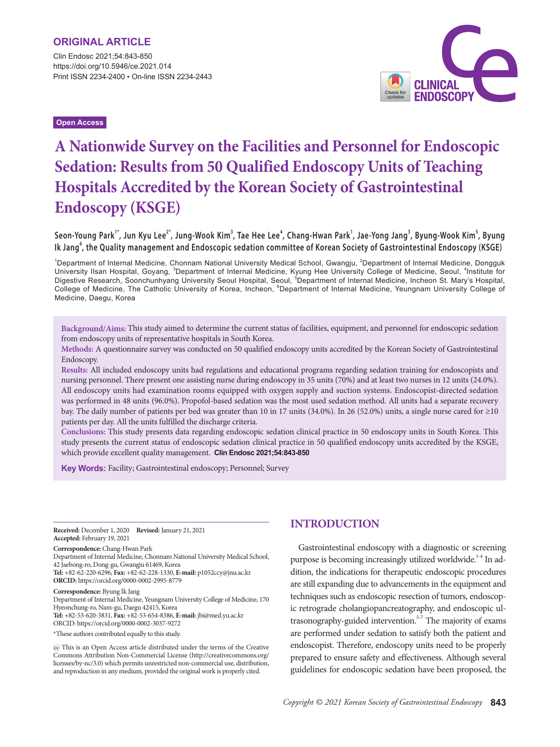ORIGINAL ARTICLE

https://doi.org/10.5946/ce.2021.014
Print ISSN 2234-2400 • On-line ISSN 2234-2443

Open Access

# A Nationwide Survey on the Facilities and Personnel for Endoscopic Sedation: Results from 50 Qualified Endoscopy Units of Teaching Hospitals Accredited by the Korean Society of Gastrointestinal Endoscopy (KSGE)

**Seon-Young Park[1*], Jun Kyu Lee[2*], Jung-Wook Kim[3], Tae Hee Lee[4], Chang-Hwan Park[1], Jae-Yong Jang[3], Byung-Wook Kim[5], Byung Ik Jang[6], the Quality management and Endoscopic sedation committee of Korean Society of Gastrointestinal Endoscopy (KSGE)**

[1]Department of Internal Medicine, Chonnam National University Medical School, Gwangju, [2]Department of Internal Medicine, Dongguk University Ilsan Hospital, Goyang, [3]Department of Internal Medicine, Kyung Hee University College of Medicine, Seoul, [4]Institute for Digestive Research, Soonchunhyang University Seoul Hospital, Seoul, [5]Department of Internal Medicine, Incheon St. Mary's Hospital, College of Medicine, The Catholic University of Korea, Incheon, [6]Department of Internal Medicine, Yeungnam University College of Medicine, Daegu, Korea

**Background/Aims:** This study aimed to determine the current status of facilities, equipment, and personnel for endoscopic sedation from endoscopy units of representative hospitals in South Korea.
**Methods:** A questionnaire survey was conducted on 50 qualified endoscopy units accredited by the Korean Society of Gastrointestinal Endoscopy.
**Results:** All included endoscopy units had regulations and educational programs regarding sedation training for endoscopists and nursing personnel. There present one assisting nurse during endoscopy in 35 units (70%) and at least two nurses in 12 units (24.0%). All endoscopy units had examination rooms equipped with oxygen supply and suction systems. Endoscopist-directed sedation was performed in 48 units (96.0%). Propofol-based sedation was the most used sedation method. All units had a separate recovery bay. The daily number of patients per bed was greater than 10 in 17 units (34.0%). In 26 (52.0%) units, a single nurse cared for ≥10 patients per day. All the units fulfilled the discharge criteria.
**Conclusions:** This study presents data regarding endoscopic sedation clinical practice in 50 endoscopy units in South Korea. This study presents the current status of endoscopic sedation clinical practice in 50 qualified endoscopy units accredited by the KSGE, which provide excellent quality management. **Clin Endosc 2021;54:843-850**

**Key Words:** Facility; Gastrointestinal endoscopy; Personnel; Survey

**Received:** December 1, 2020 **Revised:** January 21, 2021
**Accepted:** February 19, 2021

**Correspondence:** Chang-Hwan Park
Department of Internal Medicine, Chonnam National University Medical School, 42 Jaebong-ro, Dong-gu, Gwangju 61469, Korea
**Tel:** +82-62-220-6296, **Fax:** +82-62-228-1330, **E-mail:** p1052ccy@jnu.ac.kr
**ORCID:** https://orcid.org/0000-0002-2995-8779

**Correspondence:** Byung Ik Jang
Department of Internal Medicine, Yeungnam University College of Medicine, 170 Hyeonchung-ro, Nam-gu, Daegu 42415, Korea
**Tel:** +82-53-620-3831, **Fax:** +82-53-654-8386, **E-mail:** jbi@med.yu.ac.kr
ORCID: https://orcid.org/0000-0002-3037-9272

*These authors contributed equally to this study.

This is an Open Access article distributed under the terms of the Creative Commons Attribution Non-Commercial License (http://creativecommons.org/licenses/by-nc/3.0) which permits unrestricted non-commercial use, distribution, and reproduction in any medium, provided the original work is properly cited.

## INTRODUCTION

Gastrointestinal endoscopy with a diagnostic or screening purpose is becoming increasingly utilized worldwide.[1-4] In addition, the indications for therapeutic endoscopic procedures are still expanding due to advancements in the equipment and techniques such as endoscopic resection of tumors, endoscopic retrograde cholangiopancreatography, and endoscopic ultrasonography-guided intervention.[5-7] The majority of exams are performed under sedation to satisfy both the patient and endoscopist. Therefore, endoscopy units need to be properly prepared to ensure safety and effectiveness. Although several guidelines for endoscopic sedation have been proposed, the

Copyright © 2021 Korean Society of Gastrointestinal Endoscopy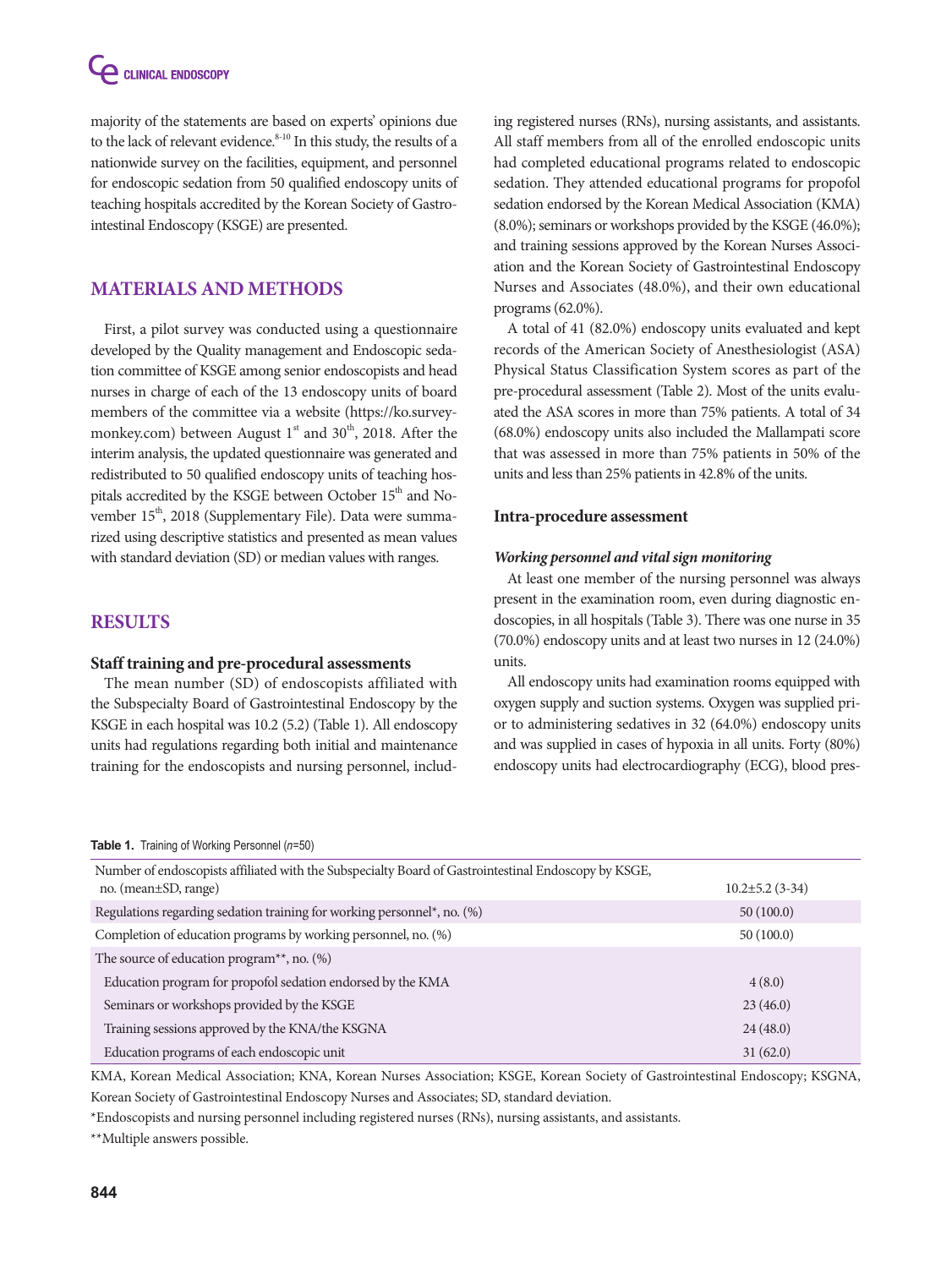majority of the statements are based on experts' opinions due to the lack of relevant evidence.[8-10] In this study, the results of a nationwide survey on the facilities, equipment, and personnel for endoscopic sedation from 50 qualified endoscopy units of teaching hospitals accredited by the Korean Society of Gastrointestinal Endoscopy (KSGE) are presented.

## MATERIALS AND METHODS

First, a pilot survey was conducted using a questionnaire developed by the Quality management and Endoscopic sedation committee of KSGE among senior endoscopists and head nurses in charge of each of the 13 endoscopy units of board members of the committee via a website (https://ko.surveymonkey.com) between August 1st and 30th, 2018. After the interim analysis, the updated questionnaire was generated and redistributed to 50 qualified endoscopy units of teaching hospitals accredited by the KSGE between October 15th and November 15th, 2018 (Supplementary File). Data were summarized using descriptive statistics and presented as mean values with standard deviation (SD) or median values with ranges.

## RESULTS

### Staff training and pre-procedural assessments

The mean number (SD) of endoscopists affiliated with the Subspecialty Board of Gastrointestinal Endoscopy by the KSGE in each hospital was 10.2 (5.2) (Table 1). All endoscopy units had regulations regarding both initial and maintenance training for the endoscopists and nursing personnel, including registered nurses (RNs), nursing assistants, and assistants. All staff members from all of the enrolled endoscopic units had completed educational programs related to endoscopic sedation. They attended educational programs for propofol sedation endorsed by the Korean Medical Association (KMA) (8.0%); seminars or workshops provided by the KSGE (46.0%); and training sessions approved by the Korean Nurses Association and the Korean Society of Gastrointestinal Endoscopy Nurses and Associates (48.0%), and their own educational programs (62.0%).

A total of 41 (82.0%) endoscopy units evaluated and kept records of the American Society of Anesthesiologist (ASA) Physical Status Classification System scores as part of the pre-procedural assessment (Table 2). Most of the units evaluated the ASA scores in more than 75% patients. A total of 34 (68.0%) endoscopy units also included the Mallampati score that was assessed in more than 75% patients in 50% of the units and less than 25% patients in 42.8% of the units.

### Intra-procedure assessment

#### *Working personnel and vital sign monitoring*

At least one member of the nursing personnel was always present in the examination room, even during diagnostic endoscopies, in all hospitals (Table 3). There was one nurse in 35 (70.0%) endoscopy units and at least two nurses in 12 (24.0%) units.

All endoscopy units had examination rooms equipped with oxygen supply and suction systems. Oxygen was supplied prior to administering sedatives in 32 (64.0%) endoscopy units and was supplied in cases of hypoxia in all units. Forty (80%) endoscopy units had electrocardiography (ECG), blood pres-

**Table 1.** Training of Working Personnel (*n*=50)

| | |
|---|---|
| Number of endoscopists affiliated with the Subspecialty Board of Gastrointestinal Endoscopy by KSGE, no. (mean±SD, range) | 10.2±5.2 (3-34) |
| Regulations regarding sedation training for working personnel*, no. (%) | 50 (100.0) |
| Completion of education programs by working personnel, no. (%) | 50 (100.0) |
| The source of education program**, no. (%) | |
| Education program for propofol sedation endorsed by the KMA | 4 (8.0) |
| Seminars or workshops provided by the KSGE | 23 (46.0) |
| Training sessions approved by the KNA/the KSGNA | 24 (48.0) |
| Education programs of each endoscopic unit | 31 (62.0) |

KMA, Korean Medical Association; KNA, Korean Nurses Association; KSGE, Korean Society of Gastrointestinal Endoscopy; KSGNA, Korean Society of Gastrointestinal Endoscopy Nurses and Associates; SD, standard deviation.

*Endoscopists and nursing personnel including registered nurses (RNs), nursing assistants, and assistants.

**Multiple answers possible.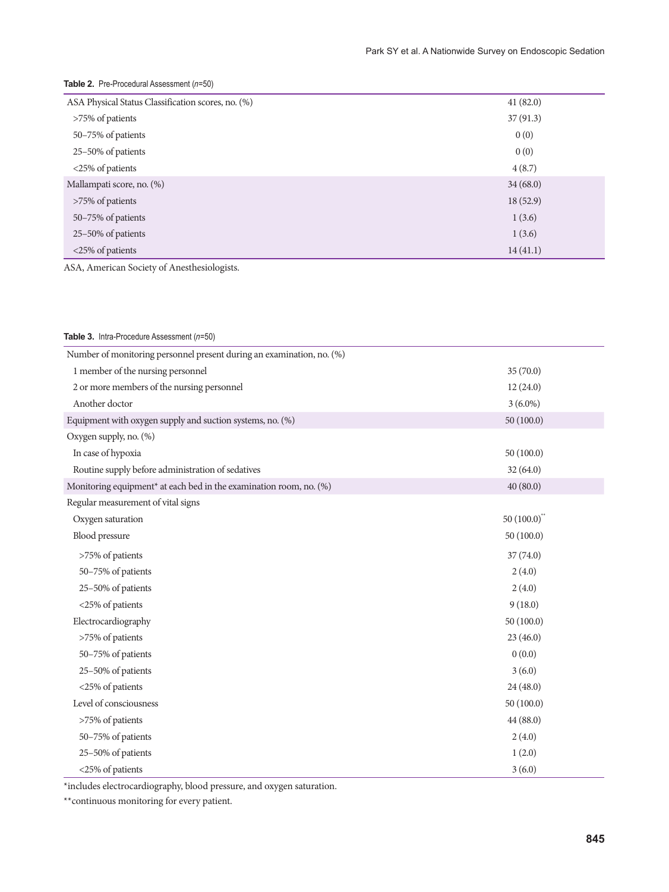**Table 2.** Pre-Procedural Assessment (*n*=50)

| | |
|---|---|
| ASA Physical Status Classification scores, no. (%) | 41 (82.0) |
| >75% of patients | 37 (91.3) |
| 50–75% of patients | 0 (0) |
| 25–50% of patients | 0 (0) |
| <25% of patients | 4 (8.7) |
| Mallampati score, no. (%) | 34 (68.0) |
| >75% of patients | 18 (52.9) |
| 50–75% of patients | 1 (3.6) |
| 25–50% of patients | 1 (3.6) |
| <25% of patients | 14 (41.1) |

ASA, American Society of Anesthesiologists.

**Table 3.** Intra-Procedure Assessment (*n*=50)

| | |
|---|---|
| Number of monitoring personnel present during an examination, no. (%) | |
| 1 member of the nursing personnel | 35 (70.0) |
| 2 or more members of the nursing personnel | 12 (24.0) |
| Another doctor | 3 (6.0%) |
| Equipment with oxygen supply and suction systems, no. (%) | 50 (100.0) |
| Oxygen supply, no. (%) | |
| In case of hypoxia | 50 (100.0) |
| Routine supply before administration of sedatives | 32 (64.0) |
| Monitoring equipment* at each bed in the examination room, no. (%) | 40 (80.0) |
| Regular measurement of vital signs | |
| Oxygen saturation | 50 (100.0)** |
| Blood pressure | 50 (100.0) |
| >75% of patients | 37 (74.0) |
| 50–75% of patients | 2 (4.0) |
| 25–50% of patients | 2 (4.0) |
| <25% of patients | 9 (18.0) |
| Electrocardiography | 50 (100.0) |
| >75% of patients | 23 (46.0) |
| 50–75% of patients | 0 (0.0) |
| 25–50% of patients | 3 (6.0) |
| <25% of patients | 24 (48.0) |
| Level of consciousness | 50 (100.0) |
| >75% of patients | 44 (88.0) |
| 50–75% of patients | 2 (4.0) |
| 25–50% of patients | 1 (2.0) |
| <25% of patients | 3 (6.0) |

*includes electrocardiography, blood pressure, and oxygen saturation.

**continuous monitoring for every patient.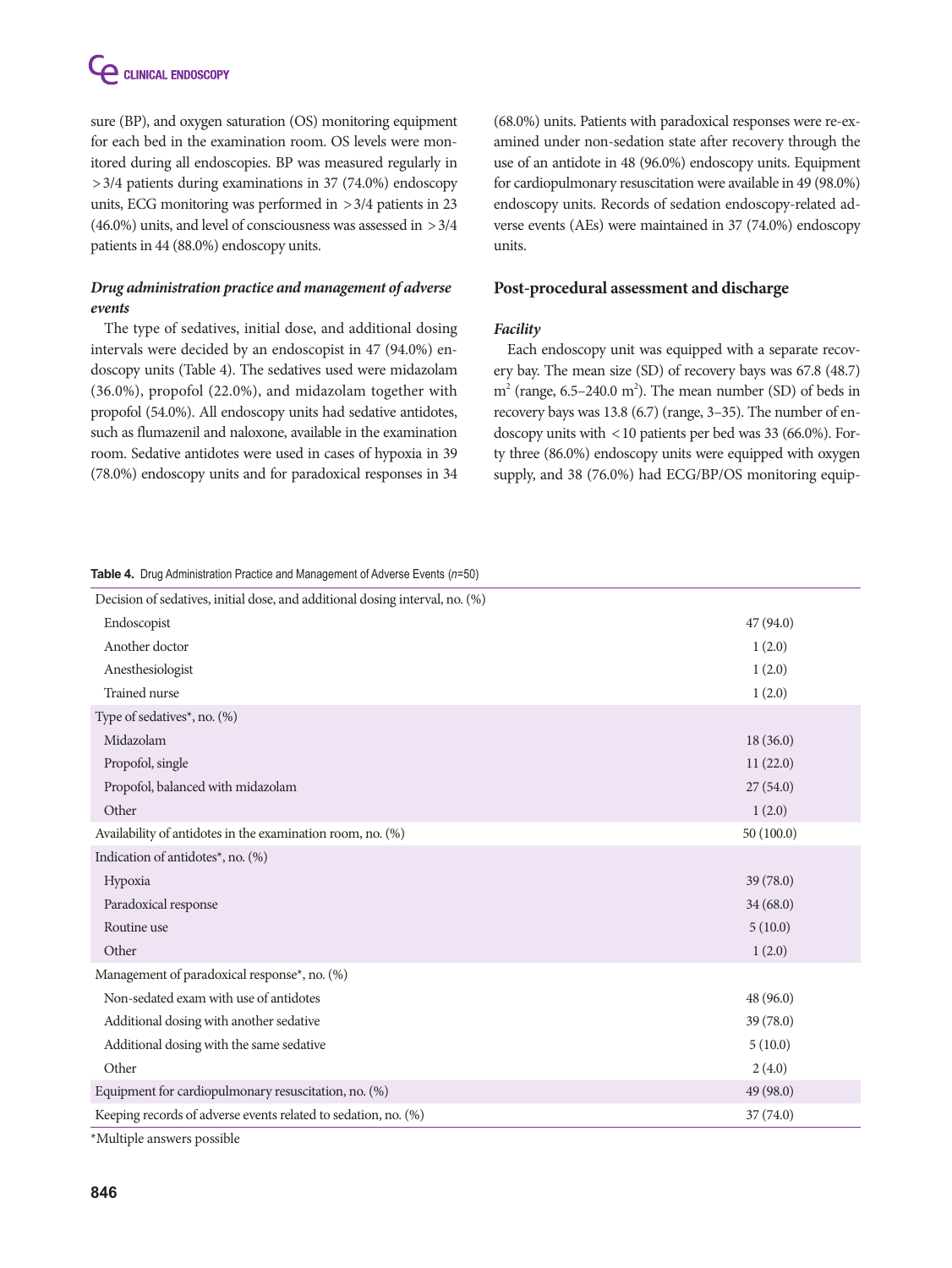sure (BP), and oxygen saturation (OS) monitoring equipment for each bed in the examination room. OS levels were monitored during all endoscopies. BP was measured regularly in >3/4 patients during examinations in 37 (74.0%) endoscopy units, ECG monitoring was performed in >3/4 patients in 23 (46.0%) units, and level of consciousness was assessed in >3/4 patients in 44 (88.0%) endoscopy units.

***Drug administration practice and management of adverse events***

The type of sedatives, initial dose, and additional dosing intervals were decided by an endoscopist in 47 (94.0%) endoscopy units (Table 4). The sedatives used were midazolam (36.0%), propofol (22.0%), and midazolam together with propofol (54.0%). All endoscopy units had sedative antidotes, such as flumazenil and naloxone, available in the examination room. Sedative antidotes were used in cases of hypoxia in 39 (78.0%) endoscopy units and for paradoxical responses in 34 (68.0%) units. Patients with paradoxical responses were re-examined under non-sedation state after recovery through the use of an antidote in 48 (96.0%) endoscopy units. Equipment for cardiopulmonary resuscitation were available in 49 (98.0%) endoscopy units. Records of sedation endoscopy-related adverse events (AEs) were maintained in 37 (74.0%) endoscopy units.

## Post-procedural assessment and discharge

***Facility***

Each endoscopy unit was equipped with a separate recovery bay. The mean size (SD) of recovery bays was 67.8 (48.7) $m^2$ (range, 6.5–240.0 $m^2$). The mean number (SD) of beds in recovery bays was 13.8 (6.7) (range, 3–35). The number of endoscopy units with <10 patients per bed was 33 (66.0%). Forty three (86.0%) endoscopy units were equipped with oxygen supply, and 38 (76.0%) had ECG/BP/OS monitoring equip-

**Table 4.** Drug Administration Practice and Management of Adverse Events (*n*=50)

| | |
|---|---|
| Decision of sedatives, initial dose, and additional dosing interval, no. (%) | |
| Endoscopist | 47 (94.0) |
| Another doctor | 1 (2.0) |
| Anesthesiologist | 1 (2.0) |
| Trained nurse | 1 (2.0) |
| Type of sedatives*, no. (%) | |
| Midazolam | 18 (36.0) |
| Propofol, single | 11 (22.0) |
| Propofol, balanced with midazolam | 27 (54.0) |
| Other | 1 (2.0) |
| Availability of antidotes in the examination room, no. (%) | 50 (100.0) |
| Indication of antidotes*, no. (%) | |
| Hypoxia | 39 (78.0) |
| Paradoxical response | 34 (68.0) |
| Routine use | 5 (10.0) |
| Other | 1 (2.0) |
| Management of paradoxical response*, no. (%) | |
| Non-sedated exam with use of antidotes | 48 (96.0) |
| Additional dosing with another sedative | 39 (78.0) |
| Additional dosing with the same sedative | 5 (10.0) |
| Other | 2 (4.0) |
| Equipment for cardiopulmonary resuscitation, no. (%) | 49 (98.0) |
| Keeping records of adverse events related to sedation, no. (%) | 37 (74.0) |

*Multiple answers possible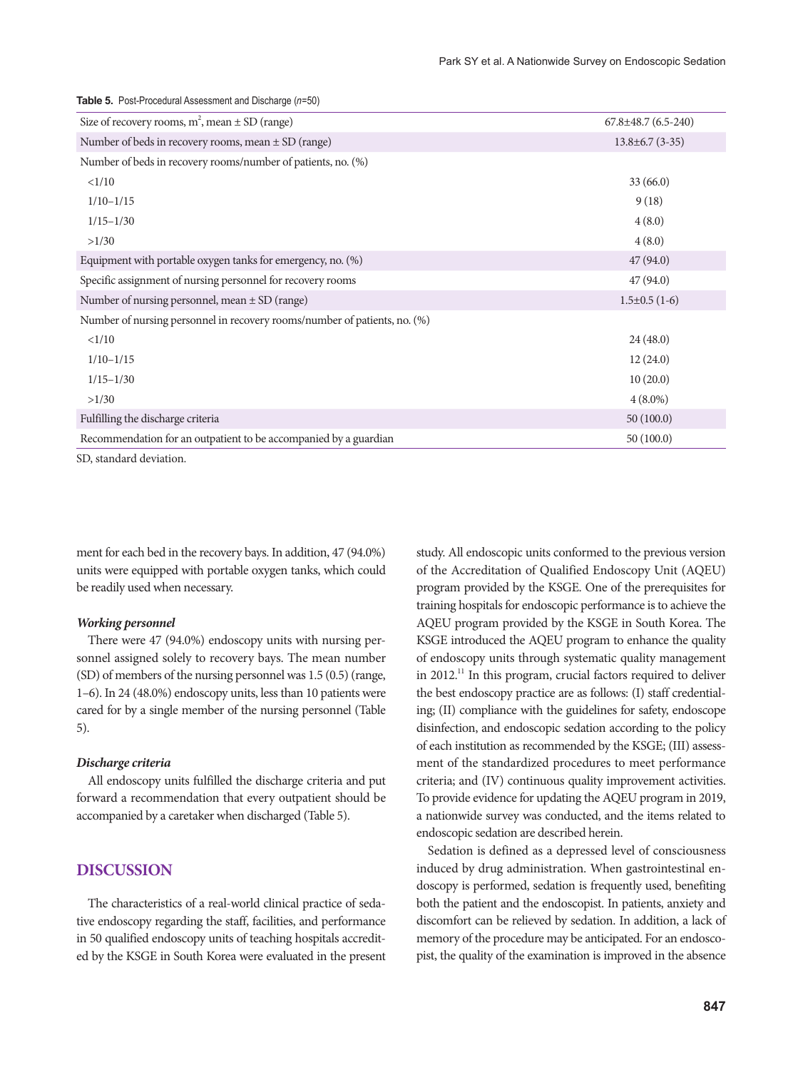**Table 5.** Post-Procedural Assessment and Discharge ($n$=50)

| | |
|---|---|
| Size of recovery rooms, $m^2$, mean ± SD (range) | 67.8±48.7 (6.5-240) |
| Number of beds in recovery rooms, mean ± SD (range) | 13.8±6.7 (3-35) |
| Number of beds in recovery rooms/number of patients, no. (%) | |
| <1/10 | 33 (66.0) |
| 1/10–1/15 | 9 (18) |
| 1/15–1/30 | 4 (8.0) |
| >1/30 | 4 (8.0) |
| Equipment with portable oxygen tanks for emergency, no. (%) | 47 (94.0) |
| Specific assignment of nursing personnel for recovery rooms | 47 (94.0) |
| Number of nursing personnel, mean ± SD (range) | 1.5±0.5 (1-6) |
| Number of nursing personnel in recovery rooms/number of patients, no. (%) | |
| <1/10 | 24 (48.0) |
| 1/10–1/15 | 12 (24.0) |
| 1/15–1/30 | 10 (20.0) |
| >1/30 | 4 (8.0%) |
| Fulfilling the discharge criteria | 50 (100.0) |
| Recommendation for an outpatient to be accompanied by a guardian | 50 (100.0) |

SD, standard deviation.

ment for each bed in the recovery bays. In addition, 47 (94.0%) units were equipped with portable oxygen tanks, which could be readily used when necessary.

***Working personnel***

There were 47 (94.0%) endoscopy units with nursing personnel assigned solely to recovery bays. The mean number (SD) of members of the nursing personnel was 1.5 (0.5) (range, 1–6). In 24 (48.0%) endoscopy units, less than 10 patients were cared for by a single member of the nursing personnel (Table 5).

***Discharge criteria***

All endoscopy units fulfilled the discharge criteria and put forward a recommendation that every outpatient should be accompanied by a caretaker when discharged (Table 5).

## DISCUSSION

The characteristics of a real-world clinical practice of sedative endoscopy regarding the staff, facilities, and performance in 50 qualified endoscopy units of teaching hospitals accredited by the KSGE in South Korea were evaluated in the present study. All endoscopic units conformed to the previous version of the Accreditation of Qualified Endoscopy Unit (AQEU) program provided by the KSGE. One of the prerequisites for training hospitals for endoscopic performance is to achieve the AQEU program provided by the KSGE in South Korea. The KSGE introduced the AQEU program to enhance the quality of endoscopy units through systematic quality management in 2012.[11] In this program, crucial factors required to deliver the best endoscopy practice are as follows: (I) staff credentialing; (II) compliance with the guidelines for safety, endoscope disinfection, and endoscopic sedation according to the policy of each institution as recommended by the KSGE; (III) assessment of the standardized procedures to meet performance criteria; and (IV) continuous quality improvement activities. To provide evidence for updating the AQEU program in 2019, a nationwide survey was conducted, and the items related to endoscopic sedation are described herein.

Sedation is defined as a depressed level of consciousness induced by drug administration. When gastrointestinal endoscopy is performed, sedation is frequently used, benefiting both the patient and the endoscopist. In patients, anxiety and discomfort can be relieved by sedation. In addition, a lack of memory of the procedure may be anticipated. For an endoscopist, the quality of the examination is improved in the absence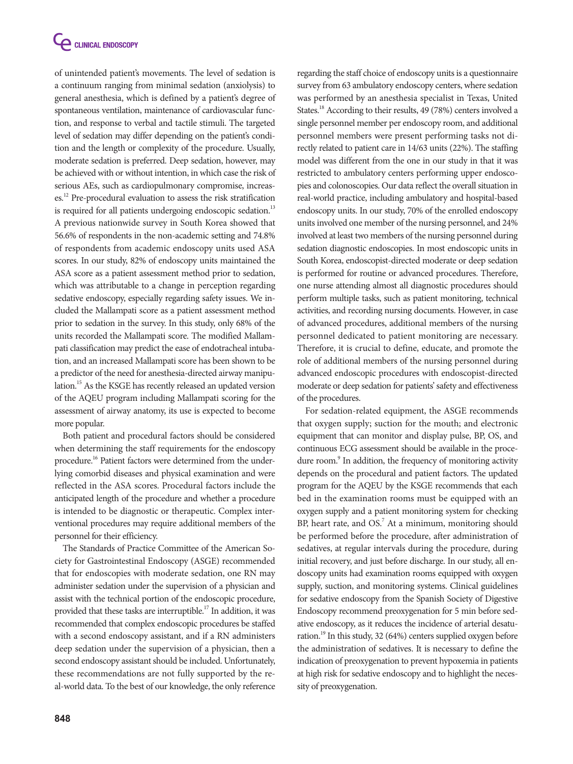of unintended patient's movements. The level of sedation is a continuum ranging from minimal sedation (anxiolysis) to general anesthesia, which is defined by a patient's degree of spontaneous ventilation, maintenance of cardiovascular function, and response to verbal and tactile stimuli. The targeted level of sedation may differ depending on the patient's condition and the length or complexity of the procedure. Usually, moderate sedation is preferred. Deep sedation, however, may be achieved with or without intention, in which case the risk of serious AEs, such as cardiopulmonary compromise, increases.[12] Pre-procedural evaluation to assess the risk stratification is required for all patients undergoing endoscopic sedation.[13] A previous nationwide survey in South Korea showed that 56.6% of respondents in the non-academic setting and 74.8% of respondents from academic endoscopy units used ASA scores. In our study, 82% of endoscopy units maintained the ASA score as a patient assessment method prior to sedation, which was attributable to a change in perception regarding sedative endoscopy, especially regarding safety issues. We included the Mallampati score as a patient assessment method prior to sedation in the survey. In this study, only 68% of the units recorded the Mallampati score. The modified Mallampati classification may predict the ease of endotracheal intubation, and an increased Mallampati score has been shown to be a predictor of the need for anesthesia-directed airway manipulation.[15] As the KSGE has recently released an updated version of the AQEU program including Mallampati scoring for the assessment of airway anatomy, its use is expected to become more popular.

Both patient and procedural factors should be considered when determining the staff requirements for the endoscopy procedure.[16] Patient factors were determined from the underlying comorbid diseases and physical examination and were reflected in the ASA scores. Procedural factors include the anticipated length of the procedure and whether a procedure is intended to be diagnostic or therapeutic. Complex interventional procedures may require additional members of the personnel for their efficiency.

The Standards of Practice Committee of the American Society for Gastrointestinal Endoscopy (ASGE) recommended that for endoscopies with moderate sedation, one RN may administer sedation under the supervision of a physician and assist with the technical portion of the endoscopic procedure, provided that these tasks are interruptible.[17] In addition, it was recommended that complex endoscopic procedures be staffed with a second endoscopy assistant, and if a RN administers deep sedation under the supervision of a physician, then a second endoscopy assistant should be included. Unfortunately, these recommendations are not fully supported by the real-world data. To the best of our knowledge, the only reference regarding the staff choice of endoscopy units is a questionnaire survey from 63 ambulatory endoscopy centers, where sedation was performed by an anesthesia specialist in Texas, United States.[18] According to their results, 49 (78%) centers involved a single personnel member per endoscopy room, and additional personnel members were present performing tasks not directly related to patient care in 14/63 units (22%). The staffing model was different from the one in our study in that it was restricted to ambulatory centers performing upper endoscopies and colonoscopies. Our data reflect the overall situation in real-world practice, including ambulatory and hospital-based endoscopy units. In our study, 70% of the enrolled endoscopy units involved one member of the nursing personnel, and 24% involved at least two members of the nursing personnel during sedation diagnostic endoscopies. In most endoscopic units in South Korea, endoscopist-directed moderate or deep sedation is performed for routine or advanced procedures. Therefore, one nurse attending almost all diagnostic procedures should perform multiple tasks, such as patient monitoring, technical activities, and recording nursing documents. However, in case of advanced procedures, additional members of the nursing personnel dedicated to patient monitoring are necessary. Therefore, it is crucial to define, educate, and promote the role of additional members of the nursing personnel during advanced endoscopic procedures with endoscopist-directed moderate or deep sedation for patients' safety and effectiveness of the procedures.

For sedation-related equipment, the ASGE recommends that oxygen supply; suction for the mouth; and electronic equipment that can monitor and display pulse, BP, OS, and continuous ECG assessment should be available in the procedure room.[9] In addition, the frequency of monitoring activity depends on the procedural and patient factors. The updated program for the AQEU by the KSGE recommends that each bed in the examination rooms must be equipped with an oxygen supply and a patient monitoring system for checking BP, heart rate, and OS.[7] At a minimum, monitoring should be performed before the procedure, after administration of sedatives, at regular intervals during the procedure, during initial recovery, and just before discharge. In our study, all endoscopy units had examination rooms equipped with oxygen supply, suction, and monitoring systems. Clinical guidelines for sedative endoscopy from the Spanish Society of Digestive Endoscopy recommend preoxygenation for 5 min before sedative endoscopy, as it reduces the incidence of arterial desaturation.[19] In this study, 32 (64%) centers supplied oxygen before the administration of sedatives. It is necessary to define the indication of preoxygenation to prevent hypoxemia in patients at high risk for sedative endoscopy and to highlight the necessity of preoxygenation.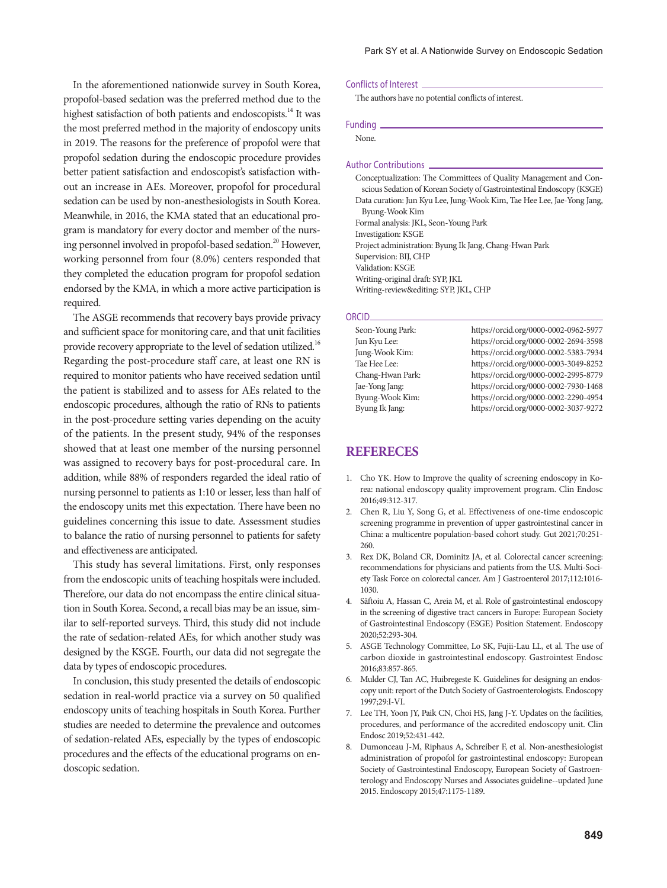In the aforementioned nationwide survey in South Korea, propofol-based sedation was the preferred method due to the highest satisfaction of both patients and endoscopists.[14] It was the most preferred method in the majority of endoscopy units in 2019. The reasons for the preference of propofol were that propofol sedation during the endoscopic procedure provides better patient satisfaction and endoscopist's satisfaction without an increase in AEs. Moreover, propofol for procedural sedation can be used by non-anesthesiologists in South Korea. Meanwhile, in 2016, the KMA stated that an educational program is mandatory for every doctor and member of the nursing personnel involved in propofol-based sedation.[20] However, working personnel from four (8.0%) centers responded that they completed the education program for propofol sedation endorsed by the KMA, in which a more active participation is required.

The ASGE recommends that recovery bays provide privacy and sufficient space for monitoring care, and that unit facilities provide recovery appropriate to the level of sedation utilized.[16] Regarding the post-procedure staff care, at least one RN is required to monitor patients who have received sedation until the patient is stabilized and to assess for AEs related to the endoscopic procedures, although the ratio of RNs to patients in the post-procedure setting varies depending on the acuity of the patients. In the present study, 94% of the responses showed that at least one member of the nursing personnel was assigned to recovery bays for post-procedural care. In addition, while 88% of responders regarded the ideal ratio of nursing personnel to patients as 1:10 or lesser, less than half of the endoscopy units met this expectation. There have been no guidelines concerning this issue to date. Assessment studies to balance the ratio of nursing personnel to patients for safety and effectiveness are anticipated.

This study has several limitations. First, only responses from the endoscopic units of teaching hospitals were included. Therefore, our data do not encompass the entire clinical situation in South Korea. Second, a recall bias may be an issue, similar to self-reported surveys. Third, this study did not include the rate of sedation-related AEs, for which another study was designed by the KSGE. Fourth, our data did not segregate the data by types of endoscopic procedures.

In conclusion, this study presented the details of endoscopic sedation in real-world practice via a survey on 50 qualified endoscopy units of teaching hospitals in South Korea. Further studies are needed to determine the prevalence and outcomes of sedation-related AEs, especially by the types of endoscopic procedures and the effects of the educational programs on endoscopic sedation.

### Conflicts of Interest

The authors have no potential conflicts of interest.

### Funding

None.

### Author Contributions

Conceptualization: The Committees of Quality Management and Conscious Sedation of Korean Society of Gastrointestinal Endoscopy (KSGE)
Data curation: Jun Kyu Lee, Jung-Wook Kim, Tae Hee Lee, Jae-Yong Jang, Byung-Wook Kim
Formal analysis: JKL, Seon-Young Park
Investigation: KSGE
Project administration: Byung Ik Jang, Chang-Hwan Park
Supervision: BIJ, CHP
Validation: KSGE
Writing-original draft: SYP, JKL
Writing-review&editing: SYP, JKL, CHP

### ORCID

| | |
|---|---|
| Seon-Young Park: | https://orcid.org/0000-0002-0962-5977 |
| Jun Kyu Lee: | https://orcid.org/0000-0002-2694-3598 |
| Jung-Wook Kim: | https://orcid.org/0000-0002-5383-7934 |
| Tae Hee Lee: | https://orcid.org/0000-0003-3049-8252 |
| Chang-Hwan Park: | https://orcid.org/0000-0002-2995-8779 |
| Jae-Yong Jang: | https://orcid.org/0000-0002-7930-1468 |
| Byung-Wook Kim: | https://orcid.org/0000-0002-2290-4954 |
| Byung Ik Jang: | https://orcid.org/0000-0002-3037-9272 |

## REFERECES

1. Cho YK. How to Improve the quality of screening endoscopy in Korea: national endoscopy quality improvement program. Clin Endosc 2016;49:312-317.
2. Chen R, Liu Y, Song G, et al. Effectiveness of one-time endoscopic screening programme in prevention of upper gastrointestinal cancer in China: a multicentre population-based cohort study. Gut 2021;70:251-260.
3. Rex DK, Boland CR, Dominitz JA, et al. Colorectal cancer screening: recommendations for physicians and patients from the U.S. Multi-Society Task Force on colorectal cancer. Am J Gastroenterol 2017;112:1016-1030.
4. Săftoiu A, Hassan C, Areia M, et al. Role of gastrointestinal endoscopy in the screening of digestive tract cancers in Europe: European Society of Gastrointestinal Endoscopy (ESGE) Position Statement. Endoscopy 2020;52:293-304.
5. ASGE Technology Committee, Lo SK, Fujii-Lau LL, et al. The use of carbon dioxide in gastrointestinal endoscopy. Gastrointest Endosc 2016;83:857-865.
6. Mulder CJ, Tan AC, Huibregeste K. Guidelines for designing an endoscopy unit: report of the Dutch Society of Gastroenterologists. Endoscopy 1997;29:I-VI.
7. Lee TH, Yoon JY, Paik CN, Choi HS, Jang J-Y. Updates on the facilities, procedures, and performance of the accredited endoscopy unit. Clin Endosc 2019;52:431-442.
8. Dumonceau J-M, Riphaus A, Schreiber F, et al. Non-anesthesiologist administration of propofol for gastrointestinal endoscopy: European Society of Gastrointestinal Endoscopy, European Society of Gastroenterology and Endoscopy Nurses and Associates guideline--updated June 2015. Endoscopy 2015;47:1175-1189.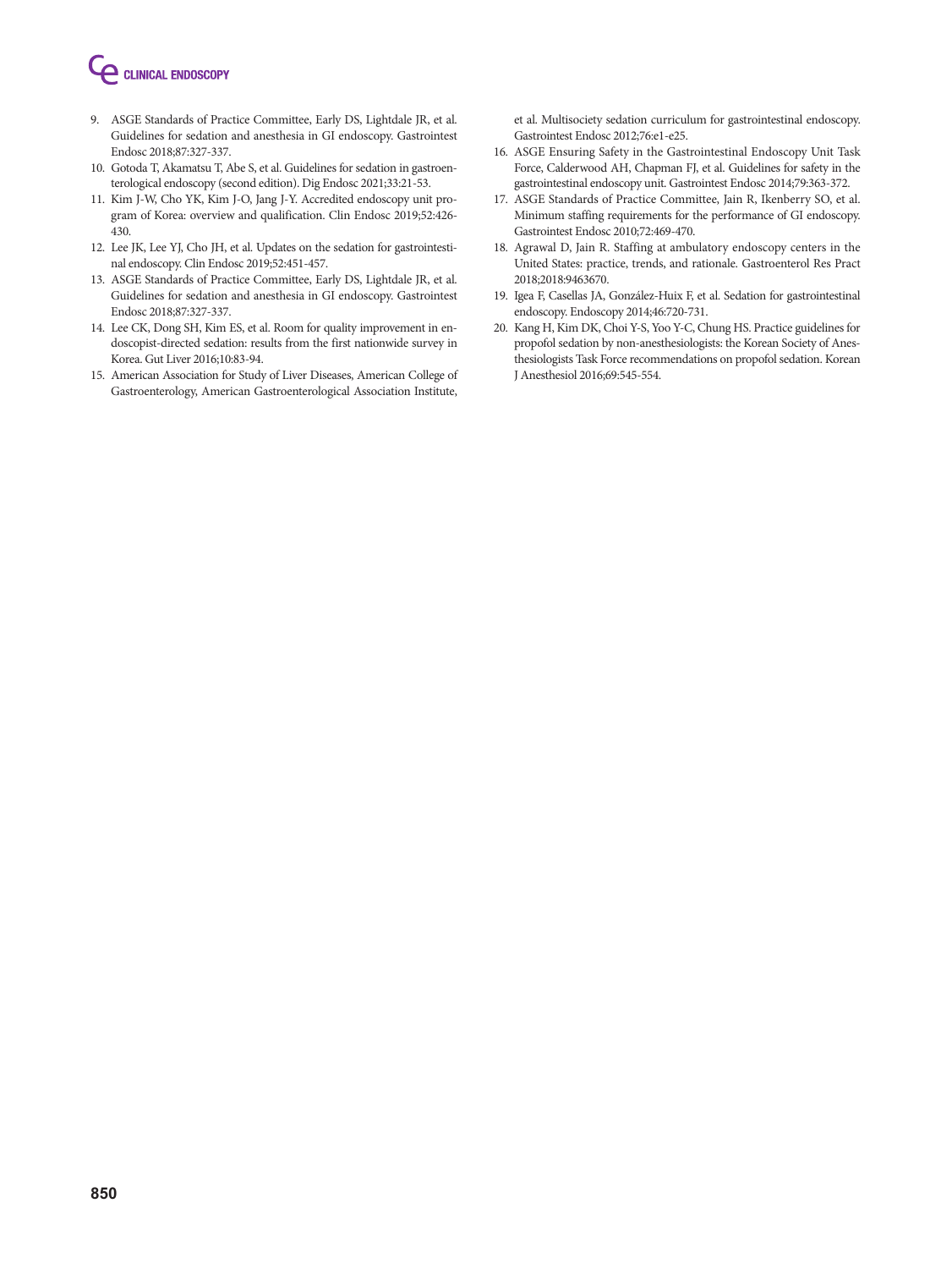9. ASGE Standards of Practice Committee, Early DS, Lightdale JR, et al. Guidelines for sedation and anesthesia in GI endoscopy. Gastrointest Endosc 2018;87:327-337.
10. Gotoda T, Akamatsu T, Abe S, et al. Guidelines for sedation in gastroenterological endoscopy (second edition). Dig Endosc 2021;33:21-53.
11. Kim J-W, Cho YK, Kim J-O, Jang J-Y. Accredited endoscopy unit program of Korea: overview and qualification. Clin Endosc 2019;52:426-430.
12. Lee JK, Lee YJ, Cho JH, et al. Updates on the sedation for gastrointestinal endoscopy. Clin Endosc 2019;52:451-457.
13. ASGE Standards of Practice Committee, Early DS, Lightdale JR, et al. Guidelines for sedation and anesthesia in GI endoscopy. Gastrointest Endosc 2018;87:327-337.
14. Lee CK, Dong SH, Kim ES, et al. Room for quality improvement in endoscopist-directed sedation: results from the first nationwide survey in Korea. Gut Liver 2016;10:83-94.
15. American Association for Study of Liver Diseases, American College of Gastroenterology, American Gastroenterological Association Institute, et al. Multisociety sedation curriculum for gastrointestinal endoscopy. Gastrointest Endosc 2012;76:e1-e25.
16. ASGE Ensuring Safety in the Gastrointestinal Endoscopy Unit Task Force, Calderwood AH, Chapman FJ, et al. Guidelines for safety in the gastrointestinal endoscopy unit. Gastrointest Endosc 2014;79:363-372.
17. ASGE Standards of Practice Committee, Jain R, Ikenberry SO, et al. Minimum staffing requirements for the performance of GI endoscopy. Gastrointest Endosc 2010;72:469-470.
18. Agrawal D, Jain R. Staffing at ambulatory endoscopy centers in the United States: practice, trends, and rationale. Gastroenterol Res Pract 2018;2018:9463670.
19. Igea F, Casellas JA, González-Huix F, et al. Sedation for gastrointestinal endoscopy. Endoscopy 2014;46:720-731.
20. Kang H, Kim DK, Choi Y-S, Yoo Y-C, Chung HS. Practice guidelines for propofol sedation by non-anesthesiologists: the Korean Society of Anesthesiologists Task Force recommendations on propofol sedation. Korean J Anesthesiol 2016;69:545-554.